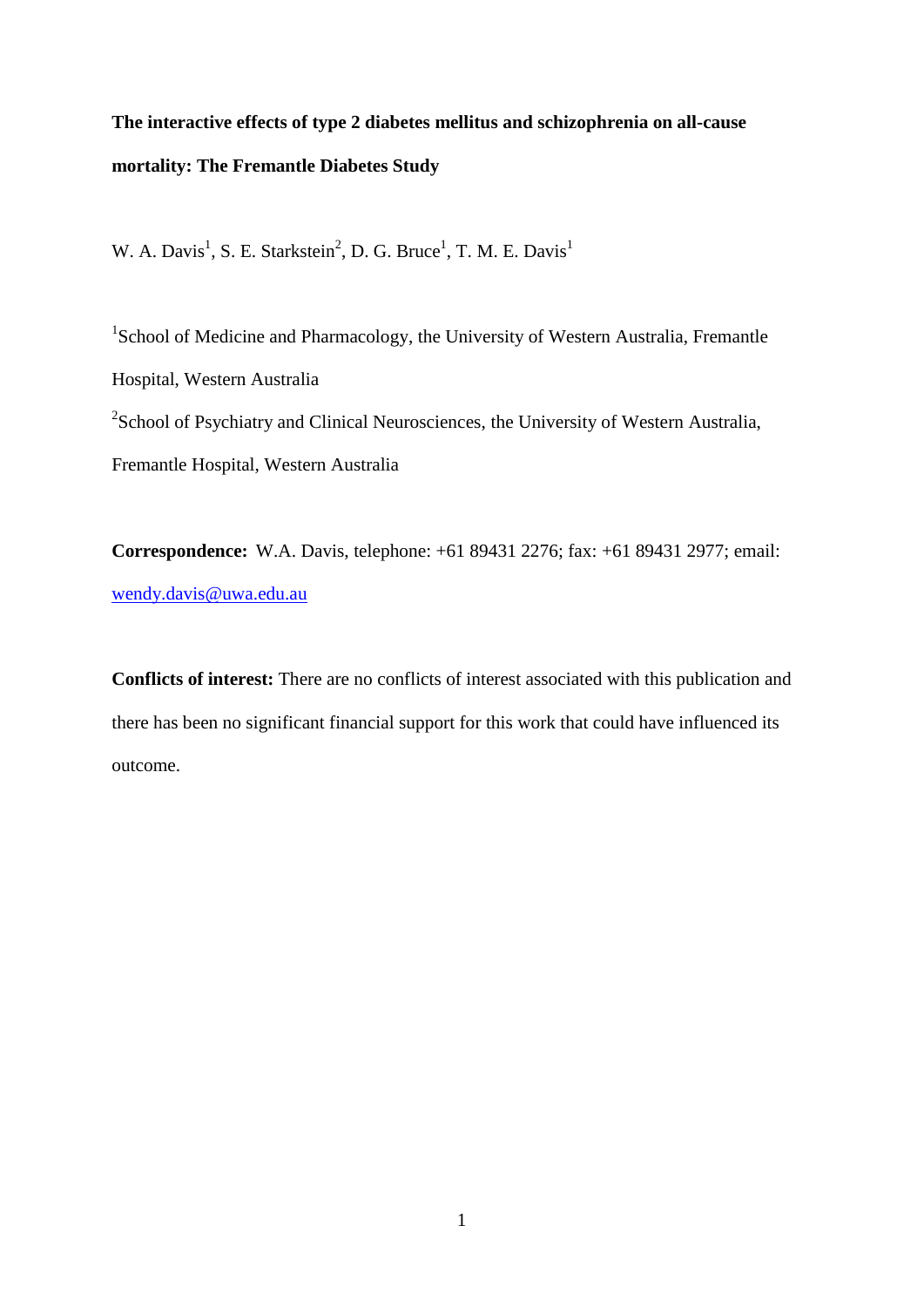# The interactive effects of type 2 diabetes mellitus and schizophrenia on all-cause mortality: The Fremantle Diabetes Study

W. A. Davis[1], S. E. Starkstein[2], D. G. Bruce[1], T. M. E. Davis[1]

[1]School of Medicine and Pharmacology, the University of Western Australia, Fremantle Hospital, Western Australia

[2]School of Psychiatry and Clinical Neurosciences, the University of Western Australia, Fremantle Hospital, Western Australia

**Correspondence:** W.A. Davis, telephone: +61 89431 2276; fax: +61 89431 2977; email: wendy.davis@uwa.edu.au

**Conflicts of interest:** There are no conflicts of interest associated with this publication and there has been no significant financial support for this work that could have influenced its outcome.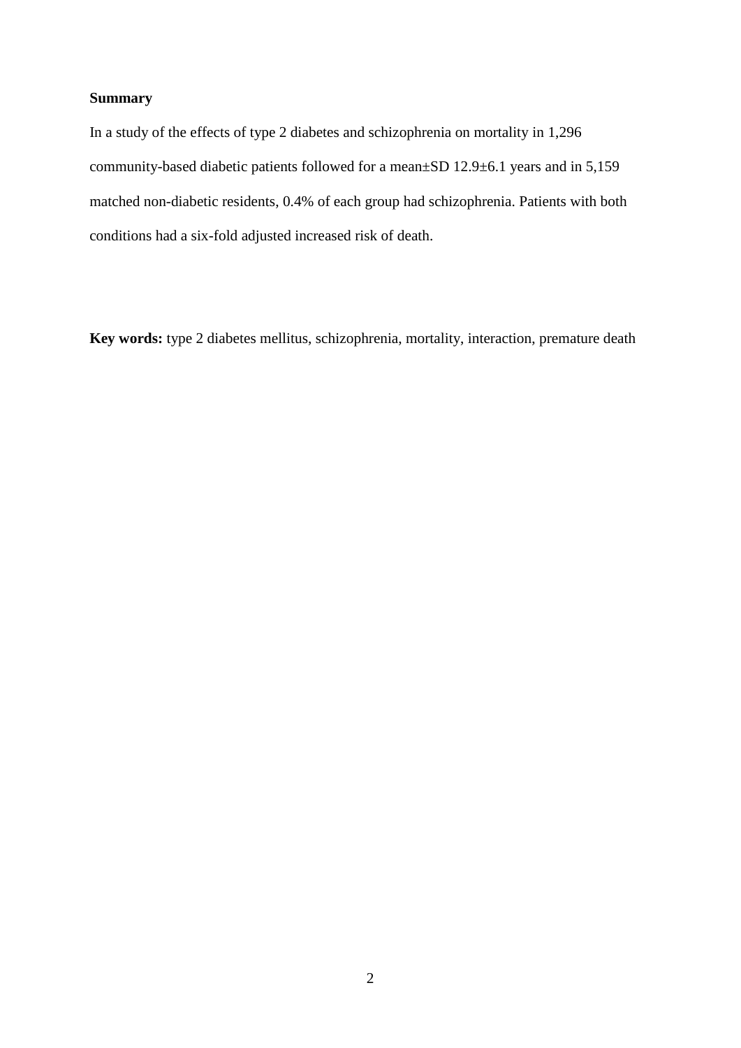**Summary**

In a study of the effects of type 2 diabetes and schizophrenia on mortality in 1,296 community-based diabetic patients followed for a mean±SD 12.9±6.1 years and in 5,159 matched non-diabetic residents, 0.4% of each group had schizophrenia. Patients with both conditions had a six-fold adjusted increased risk of death.

**Key words:** type 2 diabetes mellitus, schizophrenia, mortality, interaction, premature death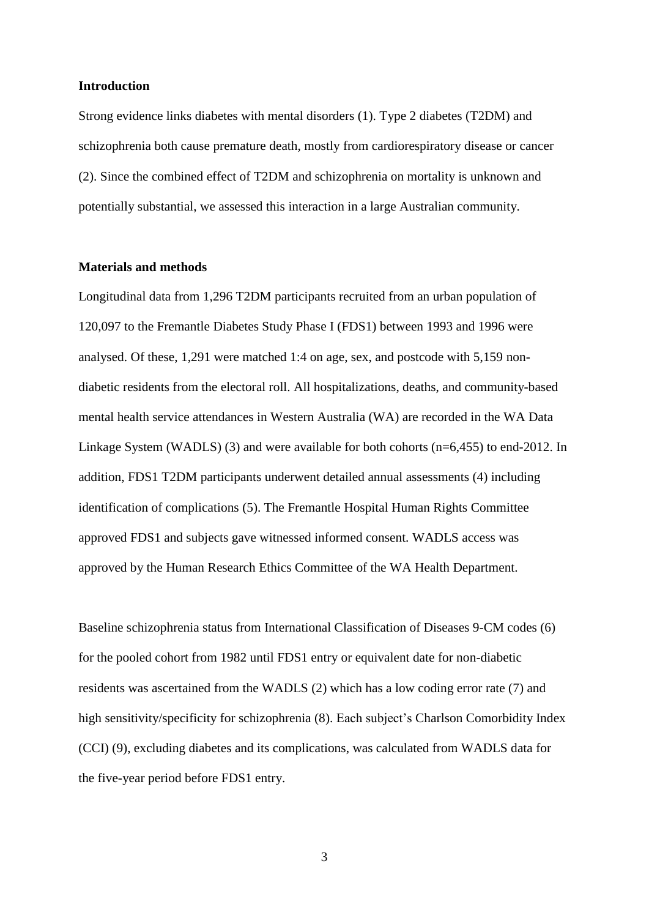## Introduction

Strong evidence links diabetes with mental disorders (1). Type 2 diabetes (T2DM) and schizophrenia both cause premature death, mostly from cardiorespiratory disease or cancer (2). Since the combined effect of T2DM and schizophrenia on mortality is unknown and potentially substantial, we assessed this interaction in a large Australian community.

## Materials and methods

Longitudinal data from 1,296 T2DM participants recruited from an urban population of 120,097 to the Fremantle Diabetes Study Phase I (FDS1) between 1993 and 1996 were analysed. Of these, 1,291 were matched 1:4 on age, sex, and postcode with 5,159 non-diabetic residents from the electoral roll. All hospitalizations, deaths, and community-based mental health service attendances in Western Australia (WA) are recorded in the WA Data Linkage System (WADLS) (3) and were available for both cohorts (n=6,455) to end-2012. In addition, FDS1 T2DM participants underwent detailed annual assessments (4) including identification of complications (5). The Fremantle Hospital Human Rights Committee approved FDS1 and subjects gave witnessed informed consent. WADLS access was approved by the Human Research Ethics Committee of the WA Health Department.

Baseline schizophrenia status from International Classification of Diseases 9-CM codes (6) for the pooled cohort from 1982 until FDS1 entry or equivalent date for non-diabetic residents was ascertained from the WADLS (2) which has a low coding error rate (7) and high sensitivity/specificity for schizophrenia (8). Each subject's Charlson Comorbidity Index (CCI) (9), excluding diabetes and its complications, was calculated from WADLS data for the five-year period before FDS1 entry.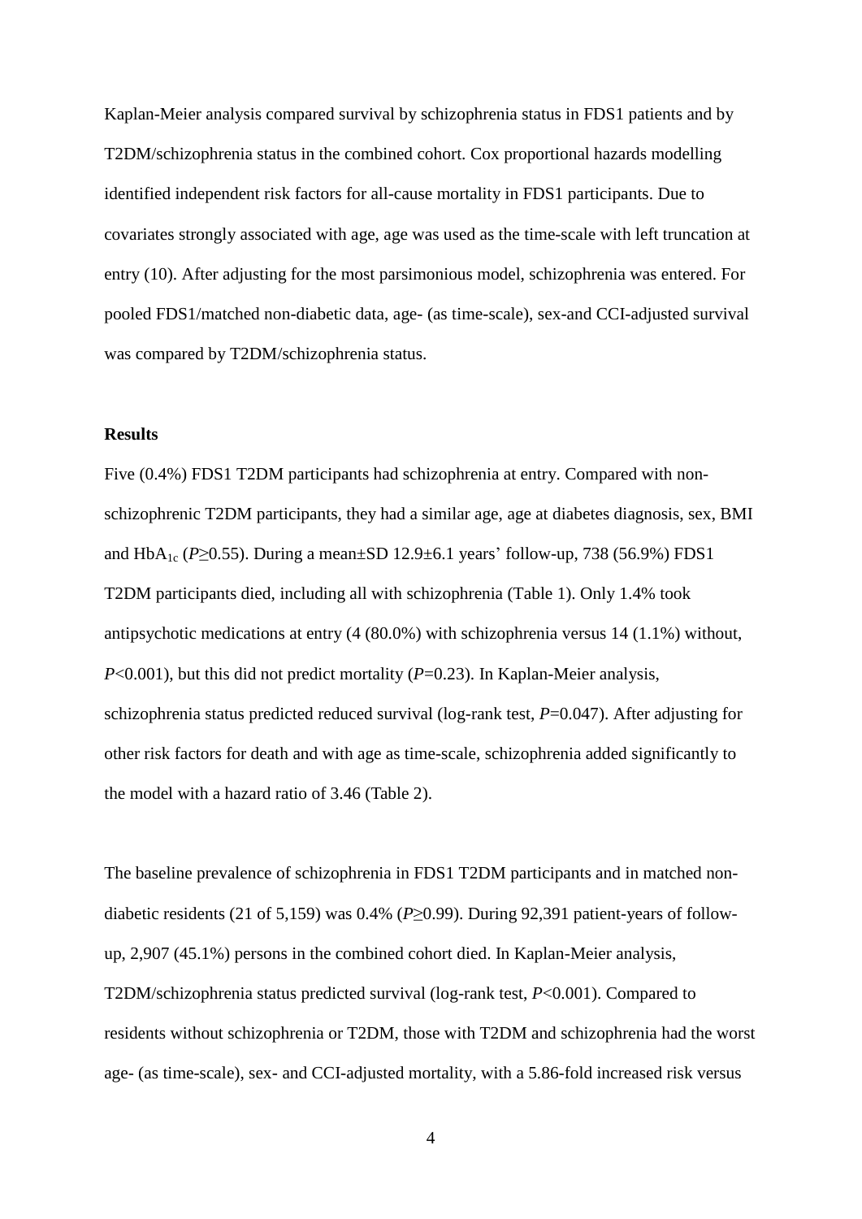Kaplan-Meier analysis compared survival by schizophrenia status in FDS1 patients and by T2DM/schizophrenia status in the combined cohort. Cox proportional hazards modelling identified independent risk factors for all-cause mortality in FDS1 participants. Due to covariates strongly associated with age, age was used as the time-scale with left truncation at entry (10). After adjusting for the most parsimonious model, schizophrenia was entered. For pooled FDS1/matched non-diabetic data, age- (as time-scale), sex-and CCI-adjusted survival was compared by T2DM/schizophrenia status.

**Results**

Five (0.4%) FDS1 T2DM participants had schizophrenia at entry. Compared with non-schizophrenic T2DM participants, they had a similar age, age at diabetes diagnosis, sex, BMI and $HbA_{1c}$ ($P \geq 0.55$). During a mean±SD 12.9±6.1 years' follow-up, 738 (56.9%) FDS1 T2DM participants died, including all with schizophrenia (Table 1). Only 1.4% took antipsychotic medications at entry (4 (80.0%) with schizophrenia versus 14 (1.1%) without, $P<0.001$), but this did not predict mortality ($P=0.23$). In Kaplan-Meier analysis, schizophrenia status predicted reduced survival (log-rank test, $P=0.047$). After adjusting for other risk factors for death and with age as time-scale, schizophrenia added significantly to the model with a hazard ratio of 3.46 (Table 2).

The baseline prevalence of schizophrenia in FDS1 T2DM participants and in matched non-diabetic residents (21 of 5,159) was 0.4% ($P \geq 0.99$). During 92,391 patient-years of follow-up, 2,907 (45.1%) persons in the combined cohort died. In Kaplan-Meier analysis, T2DM/schizophrenia status predicted survival (log-rank test, $P<0.001$). Compared to residents without schizophrenia or T2DM, those with T2DM and schizophrenia had the worst age- (as time-scale), sex- and CCI-adjusted mortality, with a 5.86-fold increased risk versus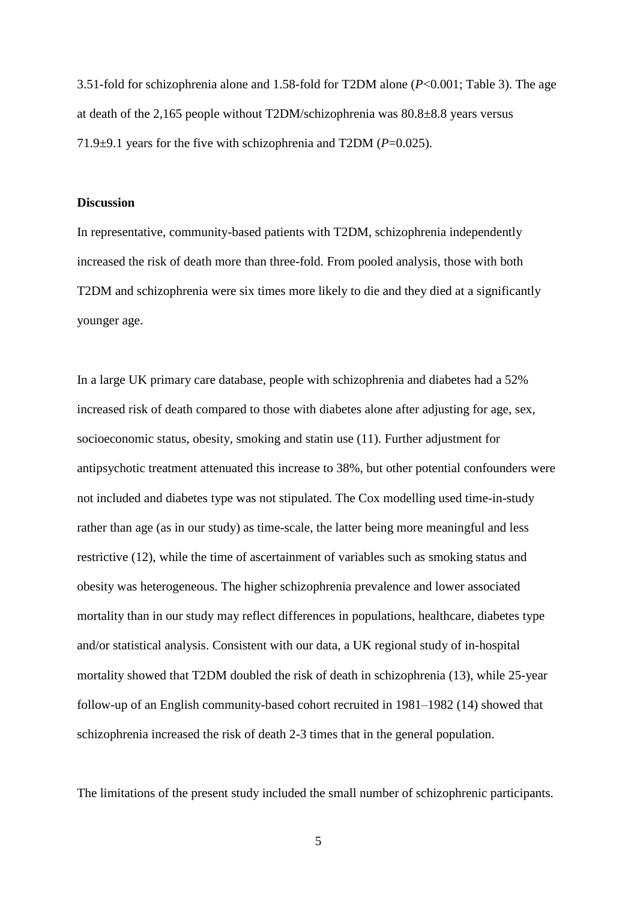3.51-fold for schizophrenia alone and 1.58-fold for T2DM alone ($P$<0.001; Table 3). The age at death of the 2,165 people without T2DM/schizophrenia was 80.8±8.8 years versus 71.9±9.1 years for the five with schizophrenia and T2DM ($P$=0.025).

**Discussion**

In representative, community-based patients with T2DM, schizophrenia independently increased the risk of death more than three-fold. From pooled analysis, those with both T2DM and schizophrenia were six times more likely to die and they died at a significantly younger age.

In a large UK primary care database, people with schizophrenia and diabetes had a 52% increased risk of death compared to those with diabetes alone after adjusting for age, sex, socioeconomic status, obesity, smoking and statin use (11). Further adjustment for antipsychotic treatment attenuated this increase to 38%, but other potential confounders were not included and diabetes type was not stipulated. The Cox modelling used time-in-study rather than age (as in our study) as time-scale, the latter being more meaningful and less restrictive (12), while the time of ascertainment of variables such as smoking status and obesity was heterogeneous. The higher schizophrenia prevalence and lower associated mortality than in our study may reflect differences in populations, healthcare, diabetes type and/or statistical analysis. Consistent with our data, a UK regional study of in-hospital mortality showed that T2DM doubled the risk of death in schizophrenia (13), while 25-year follow-up of an English community-based cohort recruited in 1981–1982 (14) showed that schizophrenia increased the risk of death 2-3 times that in the general population.

The limitations of the present study included the small number of schizophrenic participants.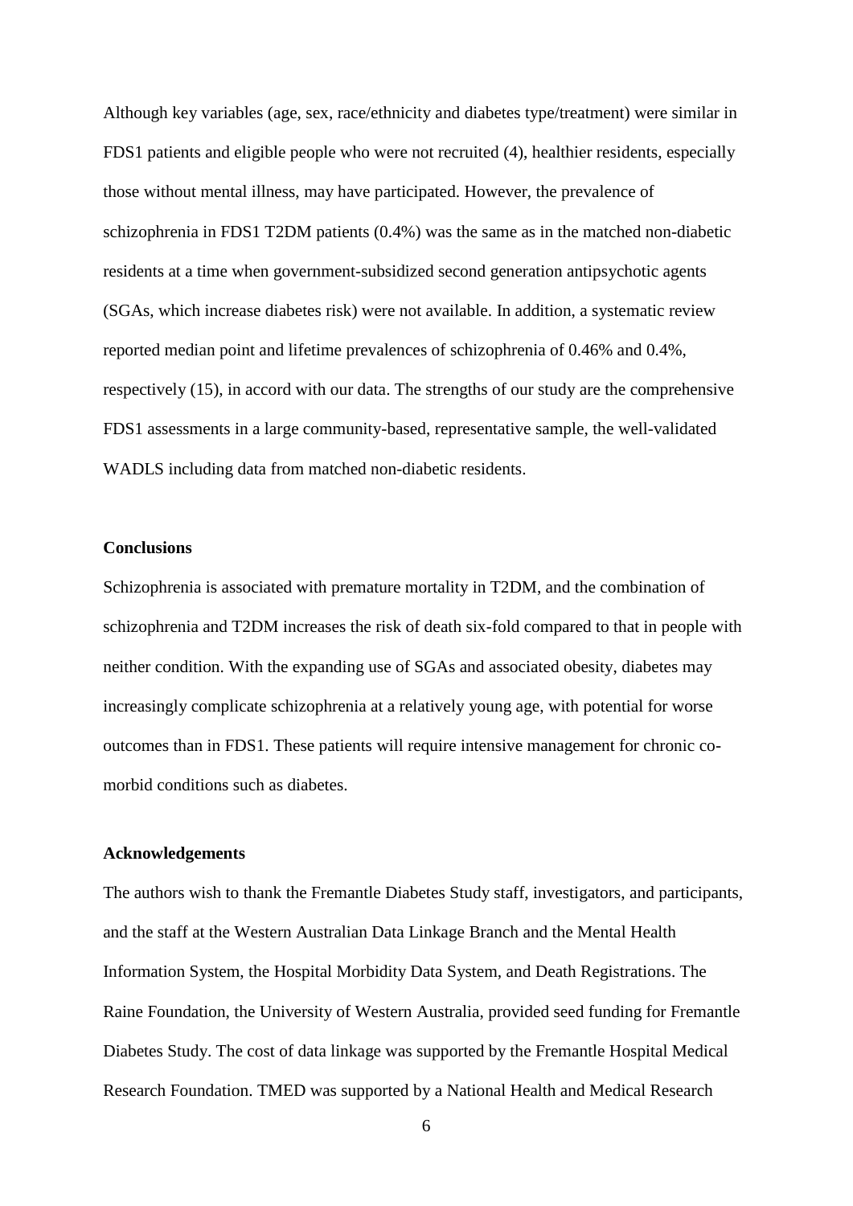Although key variables (age, sex, race/ethnicity and diabetes type/treatment) were similar in FDS1 patients and eligible people who were not recruited (4), healthier residents, especially those without mental illness, may have participated. However, the prevalence of schizophrenia in FDS1 T2DM patients (0.4%) was the same as in the matched non-diabetic residents at a time when government-subsidized second generation antipsychotic agents (SGAs, which increase diabetes risk) were not available. In addition, a systematic review reported median point and lifetime prevalences of schizophrenia of 0.46% and 0.4%, respectively (15), in accord with our data. The strengths of our study are the comprehensive FDS1 assessments in a large community-based, representative sample, the well-validated WADLS including data from matched non-diabetic residents.

**Conclusions**

Schizophrenia is associated with premature mortality in T2DM, and the combination of schizophrenia and T2DM increases the risk of death six-fold compared to that in people with neither condition. With the expanding use of SGAs and associated obesity, diabetes may increasingly complicate schizophrenia at a relatively young age, with potential for worse outcomes than in FDS1. These patients will require intensive management for chronic co-morbid conditions such as diabetes.

**Acknowledgements**

The authors wish to thank the Fremantle Diabetes Study staff, investigators, and participants, and the staff at the Western Australian Data Linkage Branch and the Mental Health Information System, the Hospital Morbidity Data System, and Death Registrations. The Raine Foundation, the University of Western Australia, provided seed funding for Fremantle Diabetes Study. The cost of data linkage was supported by the Fremantle Hospital Medical Research Foundation. TMED was supported by a National Health and Medical Research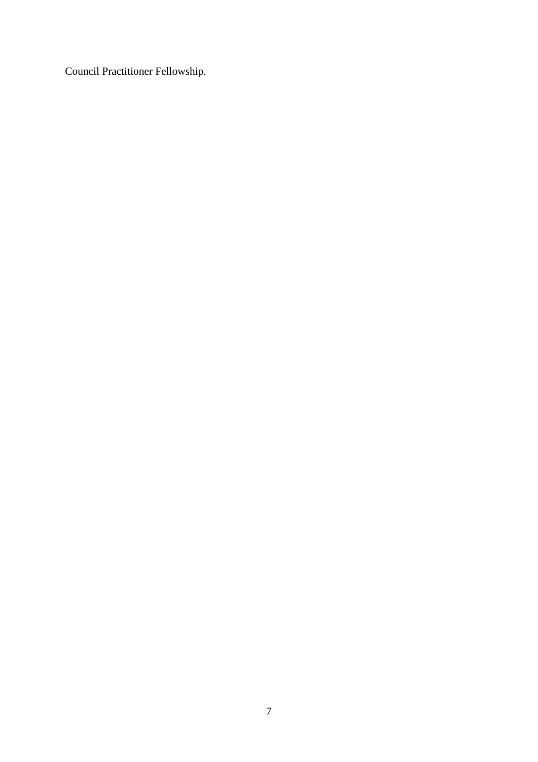Council Practitioner Fellowship.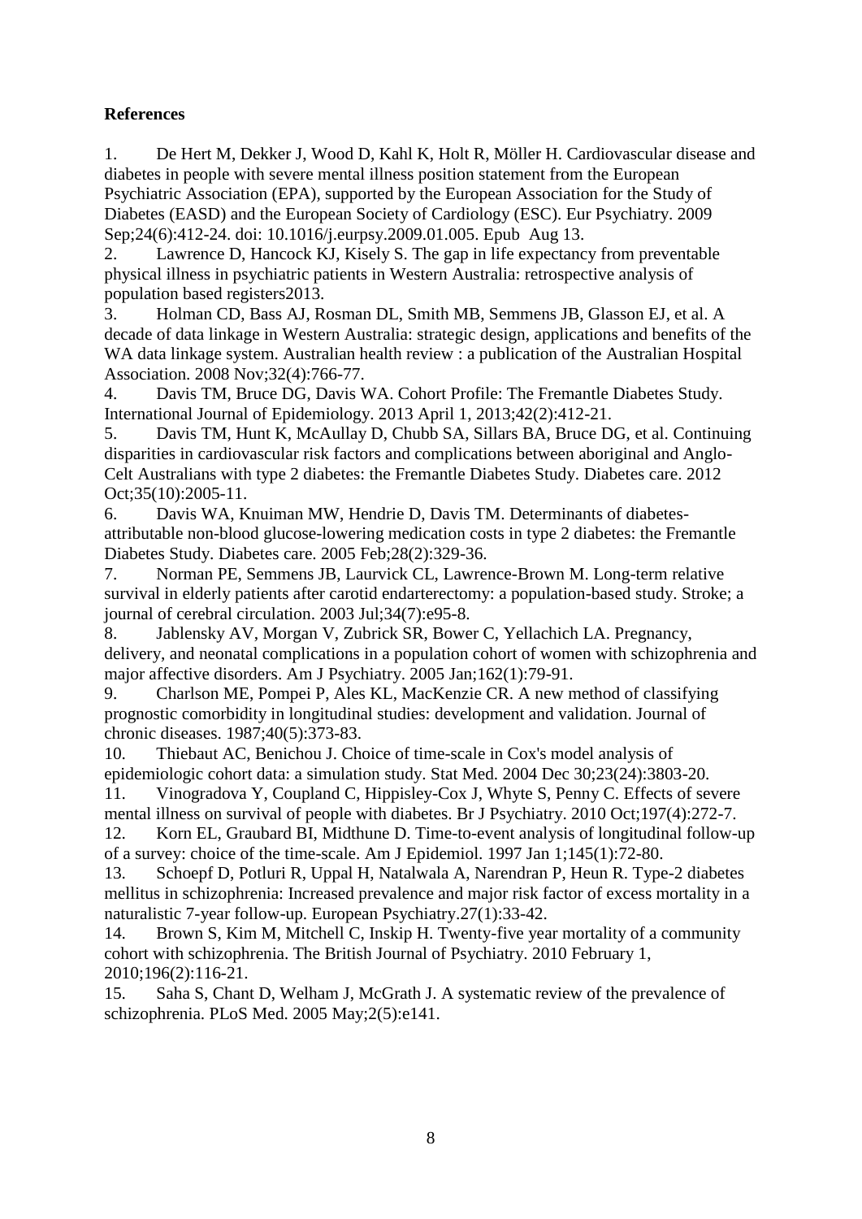**References**

1. De Hert M, Dekker J, Wood D, Kahl K, Holt R, Möller H. Cardiovascular disease and diabetes in people with severe mental illness position statement from the European Psychiatric Association (EPA), supported by the European Association for the Study of Diabetes (EASD) and the European Society of Cardiology (ESC). Eur Psychiatry. 2009 Sep;24(6):412-24. doi: 10.1016/j.eurpsy.2009.01.005. Epub Aug 13.
2. Lawrence D, Hancock KJ, Kisely S. The gap in life expectancy from preventable physical illness in psychiatric patients in Western Australia: retrospective analysis of population based registers2013.
3. Holman CD, Bass AJ, Rosman DL, Smith MB, Semmens JB, Glasson EJ, et al. A decade of data linkage in Western Australia: strategic design, applications and benefits of the WA data linkage system. Australian health review : a publication of the Australian Hospital Association. 2008 Nov;32(4):766-77.
4. Davis TM, Bruce DG, Davis WA. Cohort Profile: The Fremantle Diabetes Study. International Journal of Epidemiology. 2013 April 1, 2013;42(2):412-21.
5. Davis TM, Hunt K, McAullay D, Chubb SA, Sillars BA, Bruce DG, et al. Continuing disparities in cardiovascular risk factors and complications between aboriginal and Anglo-Celt Australians with type 2 diabetes: the Fremantle Diabetes Study. Diabetes care. 2012 Oct;35(10):2005-11.
6. Davis WA, Knuiman MW, Hendrie D, Davis TM. Determinants of diabetes-attributable non-blood glucose-lowering medication costs in type 2 diabetes: the Fremantle Diabetes Study. Diabetes care. 2005 Feb;28(2):329-36.
7. Norman PE, Semmens JB, Laurvick CL, Lawrence-Brown M. Long-term relative survival in elderly patients after carotid endarterectomy: a population-based study. Stroke; a journal of cerebral circulation. 2003 Jul;34(7):e95-8.
8. Jablensky AV, Morgan V, Zubrick SR, Bower C, Yellachich LA. Pregnancy, delivery, and neonatal complications in a population cohort of women with schizophrenia and major affective disorders. Am J Psychiatry. 2005 Jan;162(1):79-91.
9. Charlson ME, Pompei P, Ales KL, MacKenzie CR. A new method of classifying prognostic comorbidity in longitudinal studies: development and validation. Journal of chronic diseases. 1987;40(5):373-83.
10. Thiebaut AC, Benichou J. Choice of time-scale in Cox's model analysis of epidemiologic cohort data: a simulation study. Stat Med. 2004 Dec 30;23(24):3803-20.
11. Vinogradova Y, Coupland C, Hippisley-Cox J, Whyte S, Penny C. Effects of severe mental illness on survival of people with diabetes. Br J Psychiatry. 2010 Oct;197(4):272-7.
12. Korn EL, Graubard BI, Midthune D. Time-to-event analysis of longitudinal follow-up of a survey: choice of the time-scale. Am J Epidemiol. 1997 Jan 1;145(1):72-80.
13. Schoepf D, Potluri R, Uppal H, Natalwala A, Narendran P, Heun R. Type-2 diabetes mellitus in schizophrenia: Increased prevalence and major risk factor of excess mortality in a naturalistic 7-year follow-up. European Psychiatry.27(1):33-42.
14. Brown S, Kim M, Mitchell C, Inskip H. Twenty-five year mortality of a community cohort with schizophrenia. The British Journal of Psychiatry. 2010 February 1, 2010;196(2):116-21.
15. Saha S, Chant D, Welham J, McGrath J. A systematic review of the prevalence of schizophrenia. PLoS Med. 2005 May;2(5):e141.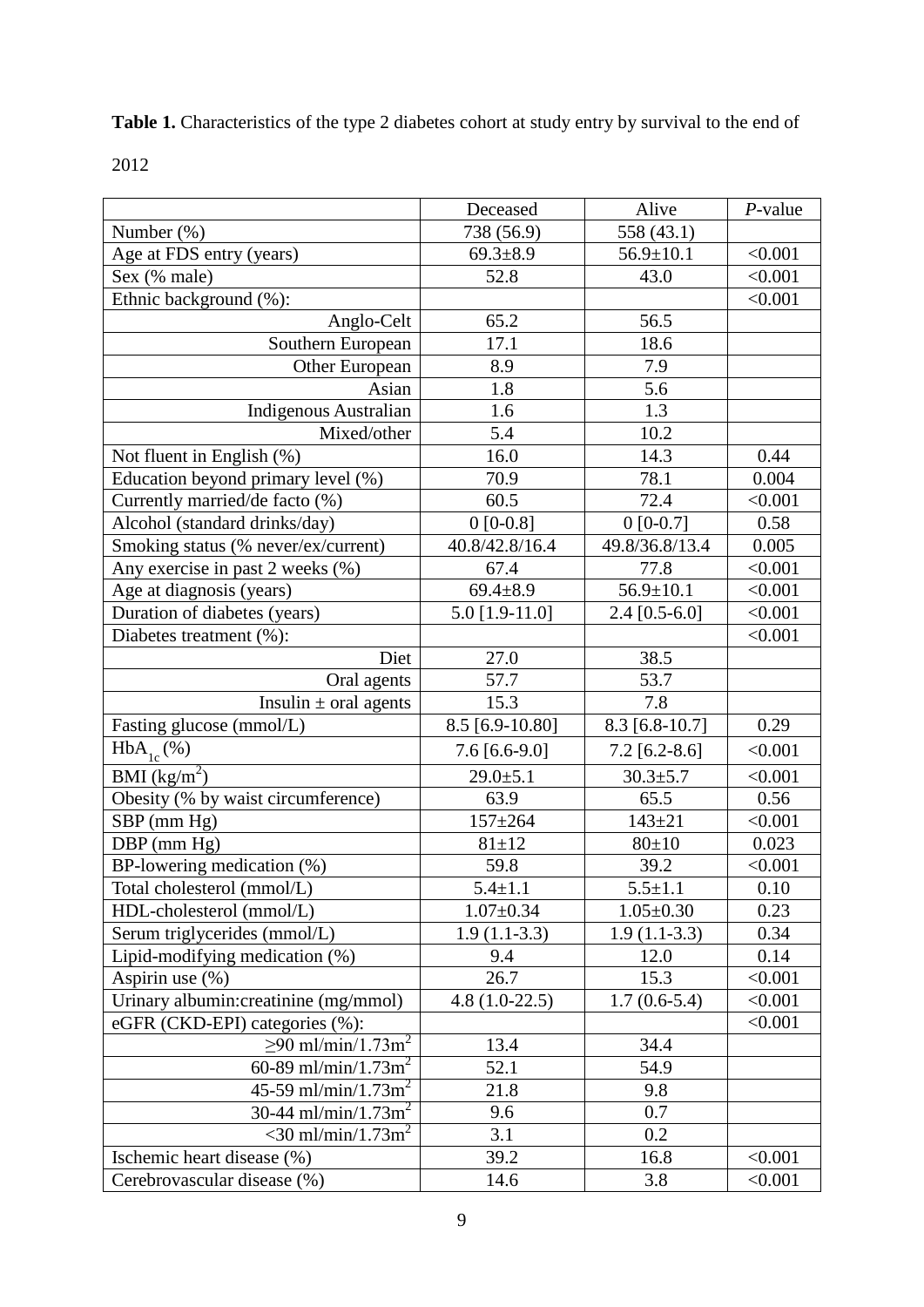**Table 1.** Characteristics of the type 2 diabetes cohort at study entry by survival to the end of 2012

| | Deceased | Alive | *P*-value |
|---|---|---|---|
| Number (%) | 738 (56.9) | 558 (43.1) | |
| Age at FDS entry (years) | 69.3±8.9 | 56.9±10.1 | <0.001 |
| Sex (% male) | 52.8 | 43.0 | <0.001 |
| Ethnic background (%): | | | <0.001 |
| Anglo-Celt | 65.2 | 56.5 | |
| Southern European | 17.1 | 18.6 | |
| Other European | 8.9 | 7.9 | |
| Asian | 1.8 | 5.6 | |
| Indigenous Australian | 1.6 | 1.3 | |
| Mixed/other | 5.4 | 10.2 | |
| Not fluent in English (%) | 16.0 | 14.3 | 0.44 |
| Education beyond primary level (%) | 70.9 | 78.1 | 0.004 |
| Currently married/de facto (%) | 60.5 | 72.4 | <0.001 |
| Alcohol (standard drinks/day) | 0 [0-0.8] | 0 [0-0.7] | 0.58 |
| Smoking status (% never/ex/current) | 40.8/42.8/16.4 | 49.8/36.8/13.4 | 0.005 |
| Any exercise in past 2 weeks (%) | 67.4 | 77.8 | <0.001 |
| Age at diagnosis (years) | 69.4±8.9 | 56.9±10.1 | <0.001 |
| Duration of diabetes (years) | 5.0 [1.9-11.0] | 2.4 [0.5-6.0] | <0.001 |
| Diabetes treatment (%): | | | <0.001 |
| Diet | 27.0 | 38.5 | |
| Oral agents | 57.7 | 53.7 | |
| Insulin ± oral agents | 15.3 | 7.8 | |
| Fasting glucose (mmol/L) | 8.5 [6.9-10.80] | 8.3 [6.8-10.7] | 0.29 |
| $HbA_{1c}$ (%) | 7.6 [6.6-9.0] | 7.2 [6.2-8.6] | <0.001 |
| BMI ($kg/m^2$) | 29.0±5.1 | 30.3±5.7 | <0.001 |
| Obesity (% by waist circumference) | 63.9 | 65.5 | 0.56 |
| SBP (mm Hg) | 157±264 | 143±21 | <0.001 |
| DBP (mm Hg) | 81±12 | 80±10 | 0.023 |
| BP-lowering medication (%) | 59.8 | 39.2 | <0.001 |
| Total cholesterol (mmol/L) | 5.4±1.1 | 5.5±1.1 | 0.10 |
| HDL-cholesterol (mmol/L) | 1.07±0.34 | 1.05±0.30 | 0.23 |
| Serum triglycerides (mmol/L) | 1.9 (1.1-3.3) | 1.9 (1.1-3.3) | 0.34 |
| Lipid-modifying medication (%) | 9.4 | 12.0 | 0.14 |
| Aspirin use (%) | 26.7 | 15.3 | <0.001 |
| Urinary albumin:creatinine (mg/mmol) | 4.8 (1.0-22.5) | 1.7 (0.6-5.4) | <0.001 |
| eGFR (CKD-EPI) categories (%): | | | <0.001 |
| ≥90 ml/min/1.73$m^2$ | 13.4 | 34.4 | |
| 60-89 ml/min/1.73$m^2$ | 52.1 | 54.9 | |
| 45-59 ml/min/1.73$m^2$ | 21.8 | 9.8 | |
| 30-44 ml/min/1.73$m^2$ | 9.6 | 0.7 | |
| <30 ml/min/1.73$m^2$ | 3.1 | 0.2 | |
| Ischemic heart disease (%) | 39.2 | 16.8 | <0.001 |
| Cerebrovascular disease (%) | 14.6 | 3.8 | <0.001 |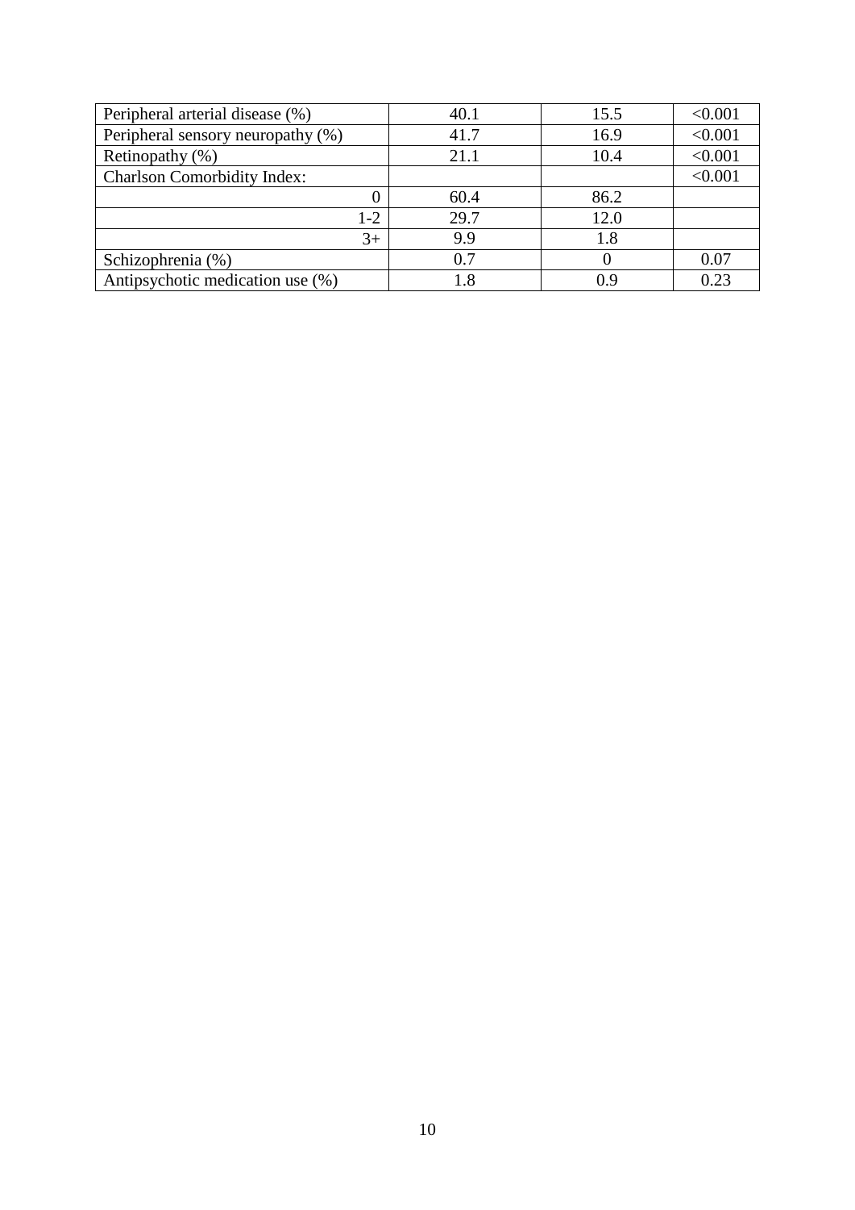| | | | |
|---|---|---|---|
| Peripheral arterial disease (%) | 40.1 | 15.5 | <0.001 |
| Peripheral sensory neuropathy (%) | 41.7 | 16.9 | <0.001 |
| Retinopathy (%) | 21.1 | 10.4 | <0.001 |
| Charlson Comorbidity Index: | | | <0.001 |
| 0 | 60.4 | 86.2 | |
| 1-2 | 29.7 | 12.0 | |
| 3+ | 9.9 | 1.8 | |
| Schizophrenia (%) | 0.7 | 0 | 0.07 |
| Antipsychotic medication use (%) | 1.8 | 0.9 | 0.23 |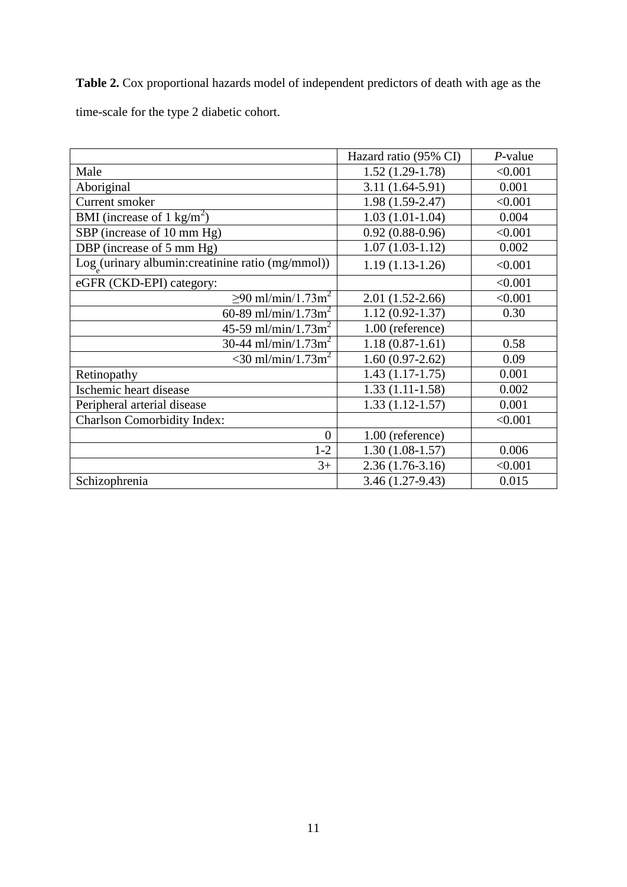**Table 2.** Cox proportional hazards model of independent predictors of death with age as the time-scale for the type 2 diabetic cohort.

| | Hazard ratio (95% CI) | *P*-value |
|---|---|---|
| Male | 1.52 (1.29-1.78) | <0.001 |
| Aboriginal | 3.11 (1.64-5.91) | 0.001 |
| Current smoker | 1.98 (1.59-2.47) | <0.001 |
| BMI (increase of 1 kg/m$^2$) | 1.03 (1.01-1.04) | 0.004 |
| SBP (increase of 10 mm Hg) | 0.92 (0.88-0.96) | <0.001 |
| DBP (increase of 5 mm Hg) | 1.07 (1.03-1.12) | 0.002 |
| $\log_e$(urinary albumin:creatinine ratio (mg/mmol)) | 1.19 (1.13-1.26) | <0.001 |
| eGFR (CKD-EPI) category: | | <0.001 |
| ≥90 ml/min/1.73m$^2$ | 2.01 (1.52-2.66) | <0.001 |
| 60-89 ml/min/1.73m$^2$ | 1.12 (0.92-1.37) | 0.30 |
| 45-59 ml/min/1.73m$^2$ | 1.00 (reference) | |
| 30-44 ml/min/1.73m$^2$ | 1.18 (0.87-1.61) | 0.58 |
| <30 ml/min/1.73m$^2$ | 1.60 (0.97-2.62) | 0.09 |
| Retinopathy | 1.43 (1.17-1.75) | 0.001 |
| Ischemic heart disease | 1.33 (1.11-1.58) | 0.002 |
| Peripheral arterial disease | 1.33 (1.12-1.57) | 0.001 |
| Charlson Comorbidity Index: | | <0.001 |
| 0 | 1.00 (reference) | |
| 1-2 | 1.30 (1.08-1.57) | 0.006 |
| 3+ | 2.36 (1.76-3.16) | <0.001 |
| Schizophrenia | 3.46 (1.27-9.43) | 0.015 |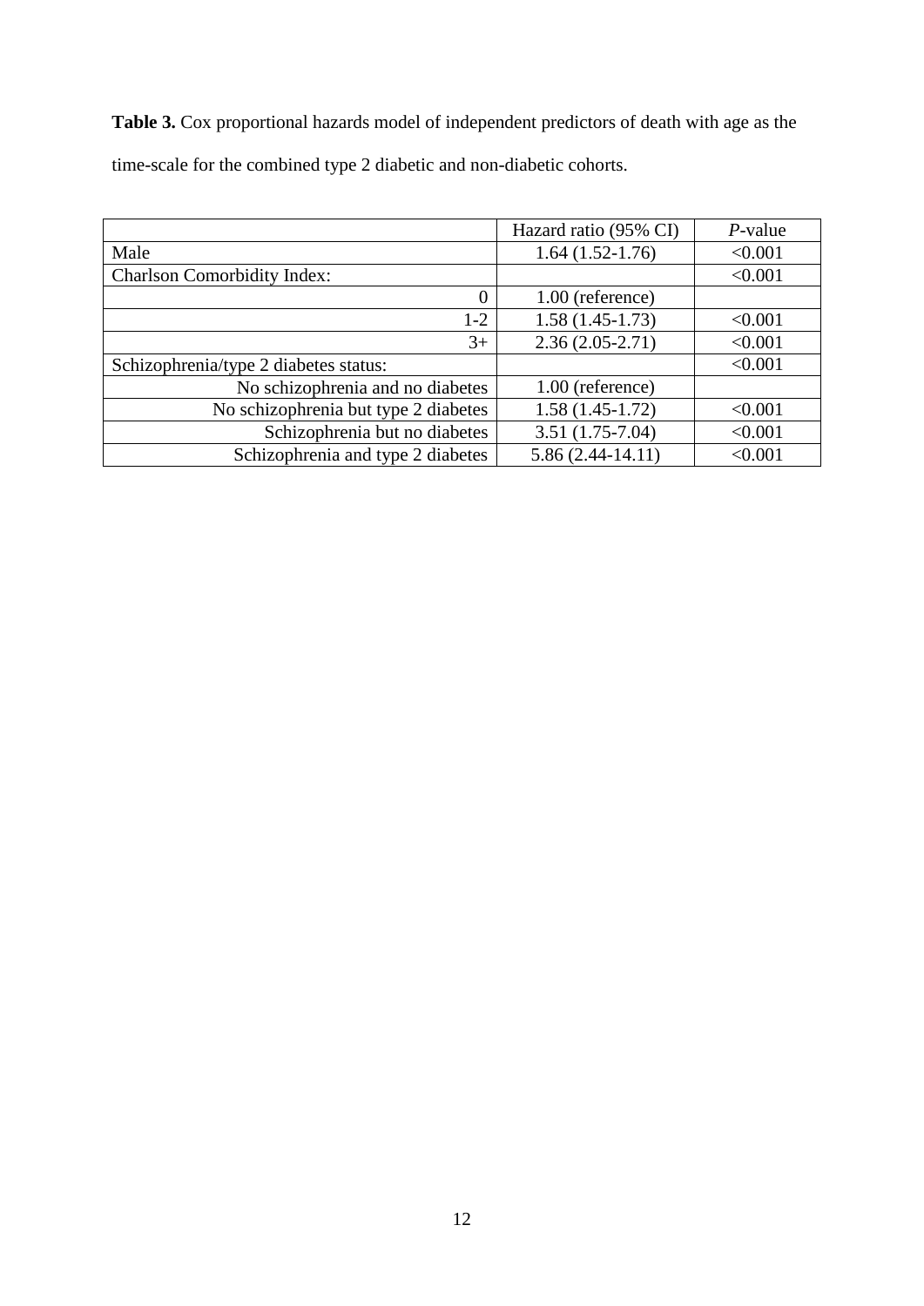**Table 3.** Cox proportional hazards model of independent predictors of death with age as the time-scale for the combined type 2 diabetic and non-diabetic cohorts.

| | Hazard ratio (95% CI) | *P*-value |
|---|---|---|
| Male | 1.64 (1.52-1.76) | <0.001 |
| Charlson Comorbidity Index: | | <0.001 |
| 0 | 1.00 (reference) | |
| 1-2 | 1.58 (1.45-1.73) | <0.001 |
| 3+ | 2.36 (2.05-2.71) | <0.001 |
| Schizophrenia/type 2 diabetes status: | | <0.001 |
| No schizophrenia and no diabetes | 1.00 (reference) | |
| No schizophrenia but type 2 diabetes | 1.58 (1.45-1.72) | <0.001 |
| Schizophrenia but no diabetes | 3.51 (1.75-7.04) | <0.001 |
| Schizophrenia and type 2 diabetes | 5.86 (2.44-14.11) | <0.001 |